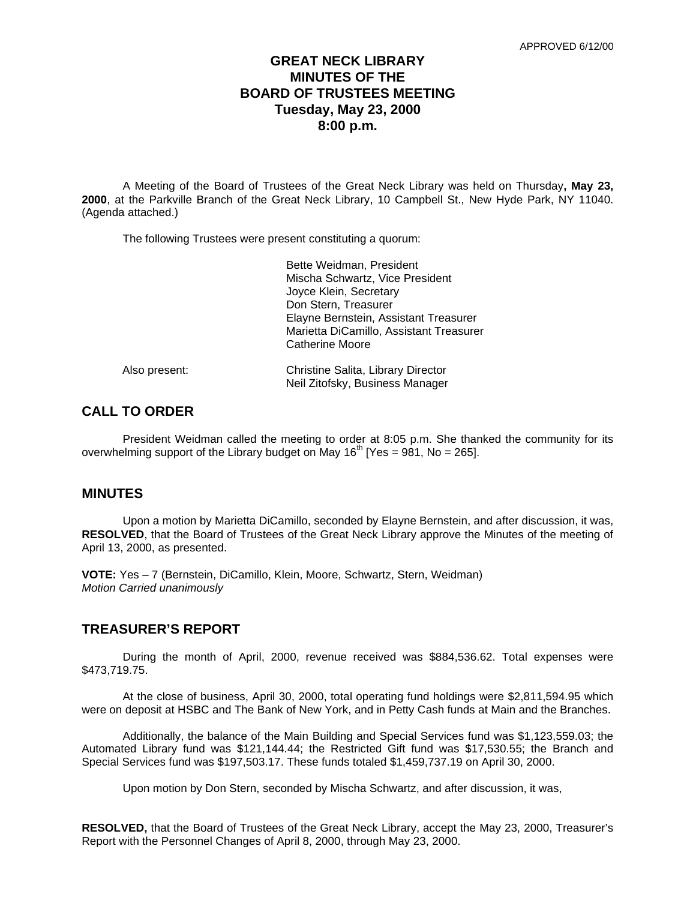APPROVED 6/12/00

# GREAT NECK LIBRARY
# MINUTES OF THE
# BOARD OF TRUSTEES MEETING
# Tuesday, May 23, 2000
# 8:00 p.m.

A Meeting of the Board of Trustees of the Great Neck Library was held on Thursday**, May 23, 2000**, at the Parkville Branch of the Great Neck Library, 10 Campbell St., New Hyde Park, NY 11040. (Agenda attached.)

The following Trustees were present constituting a quorum:

Bette Weidman, President
Mischa Schwartz, Vice President
Joyce Klein, Secretary
Don Stern, Treasurer
Elayne Bernstein, Assistant Treasurer
Marietta DiCamillo, Assistant Treasurer
Catherine Moore

Also present: Christine Salita, Library Director
Neil Zitofsky, Business Manager

## CALL TO ORDER

President Weidman called the meeting to order at 8:05 p.m. She thanked the community for its overwhelming support of the Library budget on May 16th [Yes = 981, No = 265].

## MINUTES

Upon a motion by Marietta DiCamillo, seconded by Elayne Bernstein, and after discussion, it was, **RESOLVED**, that the Board of Trustees of the Great Neck Library approve the Minutes of the meeting of April 13, 2000, as presented.

**VOTE:** Yes – 7 (Bernstein, DiCamillo, Klein, Moore, Schwartz, Stern, Weidman)
*Motion Carried unanimously*

## TREASURER'S REPORT

During the month of April, 2000, revenue received was $884,536.62. Total expenses were $473,719.75.

At the close of business, April 30, 2000, total operating fund holdings were $2,811,594.95 which were on deposit at HSBC and The Bank of New York, and in Petty Cash funds at Main and the Branches.

Additionally, the balance of the Main Building and Special Services fund was $1,123,559.03; the Automated Library fund was $121,144.44; the Restricted Gift fund was $17,530.55; the Branch and Special Services fund was $197,503.17. These funds totaled $1,459,737.19 on April 30, 2000.

Upon motion by Don Stern, seconded by Mischa Schwartz, and after discussion, it was,

**RESOLVED,** that the Board of Trustees of the Great Neck Library, accept the May 23, 2000, Treasurer's Report with the Personnel Changes of April 8, 2000, through May 23, 2000.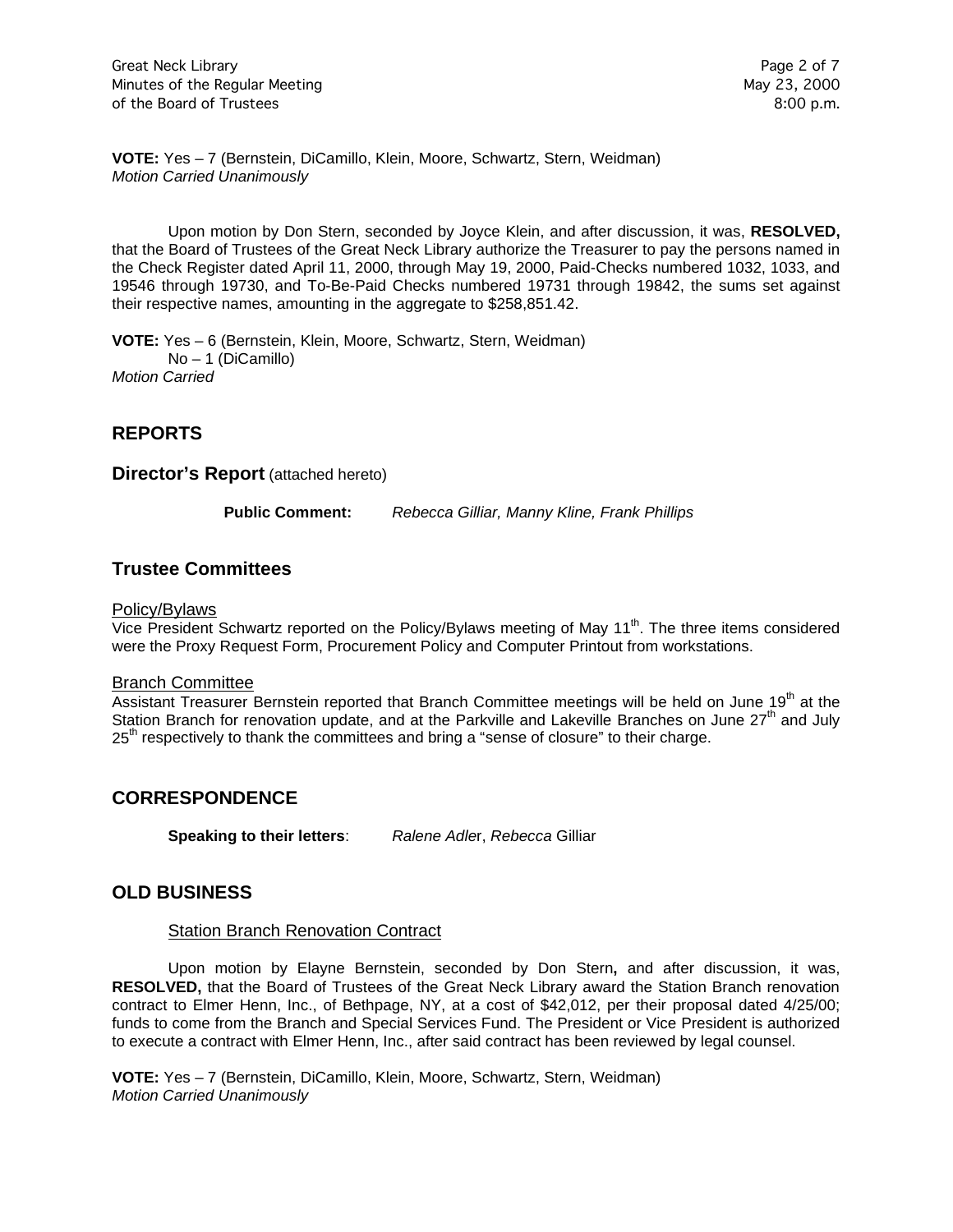**VOTE:** Yes – 7 (Bernstein, DiCamillo, Klein, Moore, Schwartz, Stern, Weidman)
*Motion Carried Unanimously*

Upon motion by Don Stern, seconded by Joyce Klein, and after discussion, it was, **RESOLVED,** that the Board of Trustees of the Great Neck Library authorize the Treasurer to pay the persons named in the Check Register dated April 11, 2000, through May 19, 2000, Paid-Checks numbered 1032, 1033, and 19546 through 19730, and To-Be-Paid Checks numbered 19731 through 19842, the sums set against their respective names, amounting in the aggregate to $258,851.42.

**VOTE:** Yes – 6 (Bernstein, Klein, Moore, Schwartz, Stern, Weidman)
No – 1 (DiCamillo)
*Motion Carried*

## REPORTS

### Director's Report (attached hereto)

**Public Comment:** *Rebecca Gilliar, Manny Kline, Frank Phillips*

## Trustee Committees

Policy/Bylaws

Vice President Schwartz reported on the Policy/Bylaws meeting of May 11th. The three items considered were the Proxy Request Form, Procurement Policy and Computer Printout from workstations.

Branch Committee

Assistant Treasurer Bernstein reported that Branch Committee meetings will be held on June 19th at the Station Branch for renovation update, and at the Parkville and Lakeville Branches on June 27th and July 25th respectively to thank the committees and bring a "sense of closure" to their charge.

## CORRESPONDENCE

**Speaking to their letters**: *Ralene Adler*, *Rebecca* Gilliar

## OLD BUSINESS

Station Branch Renovation Contract

Upon motion by Elayne Bernstein, seconded by Don Stern**,** and after discussion, it was, **RESOLVED,** that the Board of Trustees of the Great Neck Library award the Station Branch renovation contract to Elmer Henn, Inc., of Bethpage, NY, at a cost of $42,012, per their proposal dated 4/25/00; funds to come from the Branch and Special Services Fund. The President or Vice President is authorized to execute a contract with Elmer Henn, Inc., after said contract has been reviewed by legal counsel.

**VOTE:** Yes – 7 (Bernstein, DiCamillo, Klein, Moore, Schwartz, Stern, Weidman)
*Motion Carried Unanimously*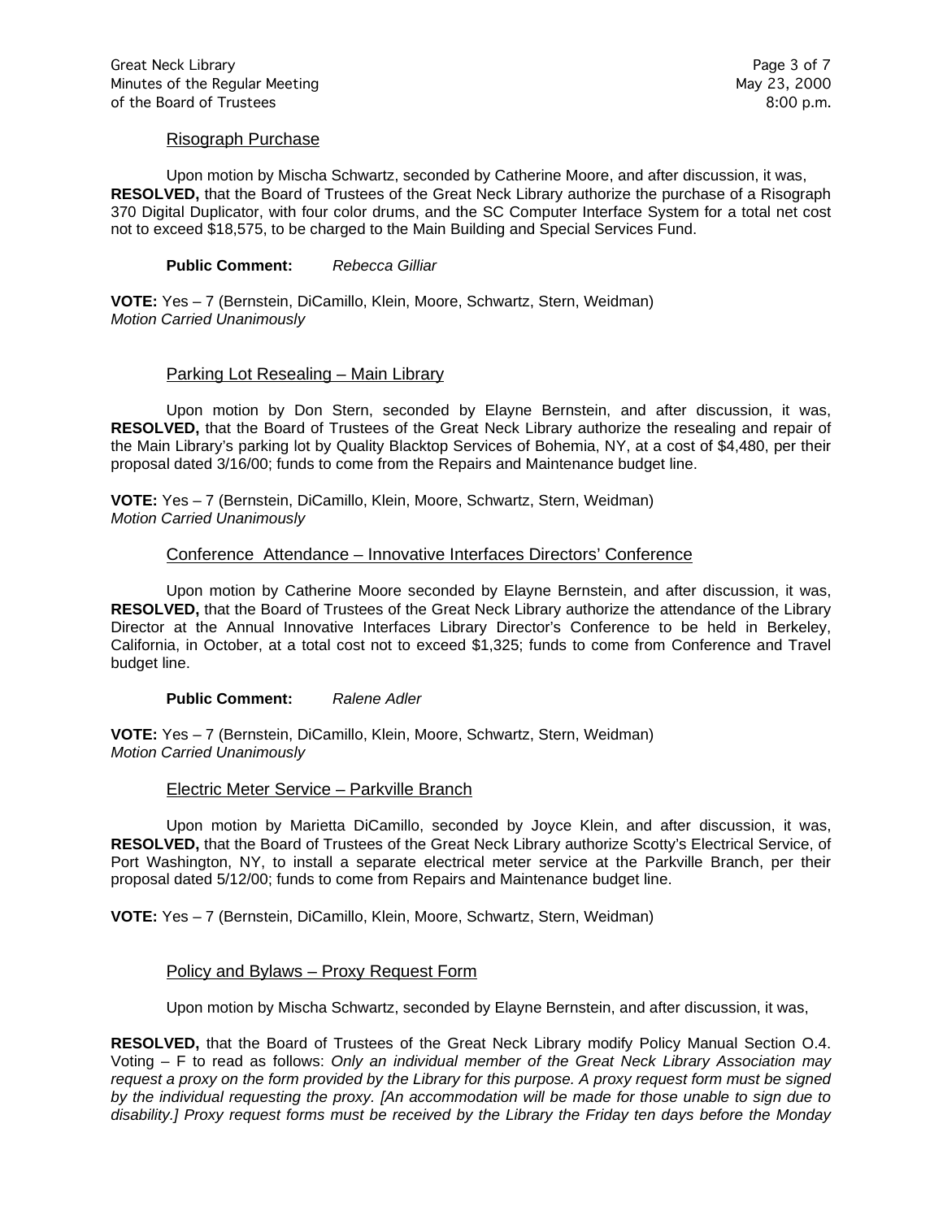### Risograph Purchase

Upon motion by Mischa Schwartz, seconded by Catherine Moore, and after discussion, it was, **RESOLVED,** that the Board of Trustees of the Great Neck Library authorize the purchase of a Risograph 370 Digital Duplicator, with four color drums, and the SC Computer Interface System for a total net cost not to exceed $18,575, to be charged to the Main Building and Special Services Fund.

**Public Comment:** *Rebecca Gilliar*

**VOTE:** Yes – 7 (Bernstein, DiCamillo, Klein, Moore, Schwartz, Stern, Weidman)
*Motion Carried Unanimously*

### Parking Lot Resealing – Main Library

Upon motion by Don Stern, seconded by Elayne Bernstein, and after discussion, it was, **RESOLVED,** that the Board of Trustees of the Great Neck Library authorize the resealing and repair of the Main Library's parking lot by Quality Blacktop Services of Bohemia, NY, at a cost of $4,480, per their proposal dated 3/16/00; funds to come from the Repairs and Maintenance budget line.

**VOTE:** Yes – 7 (Bernstein, DiCamillo, Klein, Moore, Schwartz, Stern, Weidman)
*Motion Carried Unanimously*

### Conference Attendance – Innovative Interfaces Directors' Conference

Upon motion by Catherine Moore seconded by Elayne Bernstein, and after discussion, it was, **RESOLVED,** that the Board of Trustees of the Great Neck Library authorize the attendance of the Library Director at the Annual Innovative Interfaces Library Director's Conference to be held in Berkeley, California, in October, at a total cost not to exceed $1,325; funds to come from Conference and Travel budget line.

**Public Comment:** *Ralene Adler*

**VOTE:** Yes – 7 (Bernstein, DiCamillo, Klein, Moore, Schwartz, Stern, Weidman)
*Motion Carried Unanimously*

### Electric Meter Service – Parkville Branch

Upon motion by Marietta DiCamillo, seconded by Joyce Klein, and after discussion, it was, **RESOLVED,** that the Board of Trustees of the Great Neck Library authorize Scotty's Electrical Service, of Port Washington, NY, to install a separate electrical meter service at the Parkville Branch, per their proposal dated 5/12/00; funds to come from Repairs and Maintenance budget line.

**VOTE:** Yes – 7 (Bernstein, DiCamillo, Klein, Moore, Schwartz, Stern, Weidman)

### Policy and Bylaws – Proxy Request Form

Upon motion by Mischa Schwartz, seconded by Elayne Bernstein, and after discussion, it was,

**RESOLVED,** that the Board of Trustees of the Great Neck Library modify Policy Manual Section O.4. Voting – F to read as follows: *Only an individual member of the Great Neck Library Association may request a proxy on the form provided by the Library for this purpose. A proxy request form must be signed by the individual requesting the proxy. [An accommodation will be made for those unable to sign due to disability.] Proxy request forms must be received by the Library the Friday ten days before the Monday*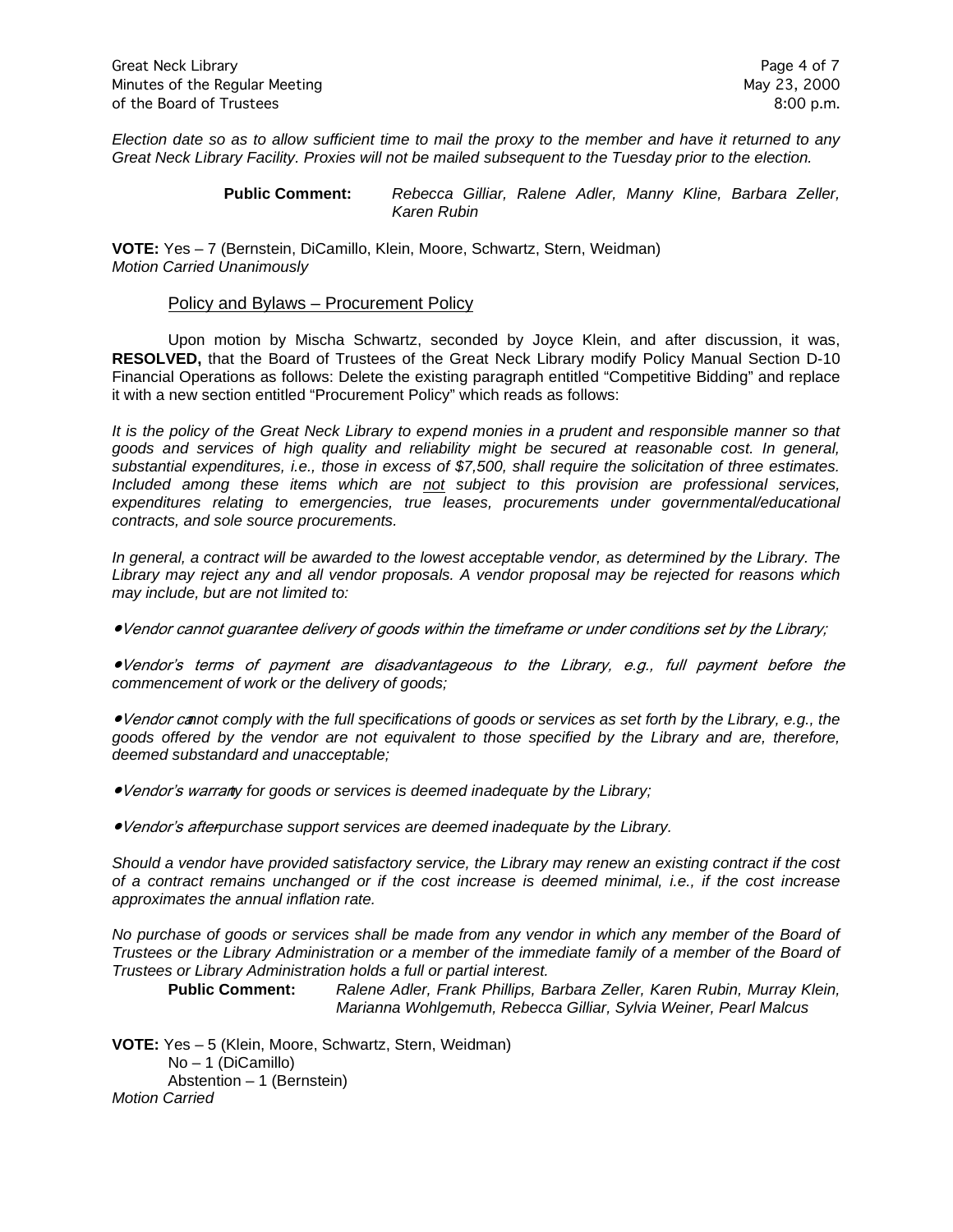*Election date so as to allow sufficient time to mail the proxy to the member and have it returned to any Great Neck Library Facility. Proxies will not be mailed subsequent to the Tuesday prior to the election.*

**Public Comment:** *Rebecca Gilliar, Ralene Adler, Manny Kline, Barbara Zeller, Karen Rubin*

**VOTE:** Yes – 7 (Bernstein, DiCamillo, Klein, Moore, Schwartz, Stern, Weidman)
*Motion Carried Unanimously*

## Policy and Bylaws – Procurement Policy

Upon motion by Mischa Schwartz, seconded by Joyce Klein, and after discussion, it was, **RESOLVED,** that the Board of Trustees of the Great Neck Library modify Policy Manual Section D-10 Financial Operations as follows: Delete the existing paragraph entitled "Competitive Bidding" and replace it with a new section entitled "Procurement Policy" which reads as follows:

*It is the policy of the Great Neck Library to expend monies in a prudent and responsible manner so that goods and services of high quality and reliability might be secured at reasonable cost. In general, substantial expenditures, i.e., those in excess of $7,500, shall require the solicitation of three estimates. Included among these items which are not subject to this provision are professional services, expenditures relating to emergencies, true leases, procurements under governmental/educational contracts, and sole source procurements.*

*In general, a contract will be awarded to the lowest acceptable vendor, as determined by the Library. The Library may reject any and all vendor proposals. A vendor proposal may be rejected for reasons which may include, but are not limited to:*

- *Vendor cannot guarantee delivery of goods within the timeframe or under conditions set by the Library;*
- *Vendor's terms of payment are disadvantageous to the Library, e.g., full payment before the commencement of work or the delivery of goods;*
- *Vendor cannot comply with the full specifications of goods or services as set forth by the Library, e.g., the goods offered by the vendor are not equivalent to those specified by the Library and are, therefore, deemed substandard and unacceptable;*
- *Vendor's warranty for goods or services is deemed inadequate by the Library;*
- *Vendor's after-purchase support services are deemed inadequate by the Library.*

*Should a vendor have provided satisfactory service, the Library may renew an existing contract if the cost of a contract remains unchanged or if the cost increase is deemed minimal, i.e., if the cost increase approximates the annual inflation rate.*

*No purchase of goods or services shall be made from any vendor in which any member of the Board of Trustees or the Library Administration or a member of the immediate family of a member of the Board of Trustees or Library Administration holds a full or partial interest.*

**Public Comment:** *Ralene Adler, Frank Phillips, Barbara Zeller, Karen Rubin, Murray Klein, Marianna Wohlgemuth, Rebecca Gilliar, Sylvia Weiner, Pearl Malcus*

**VOTE:** Yes – 5 (Klein, Moore, Schwartz, Stern, Weidman)
No – 1 (DiCamillo)
Abstention – 1 (Bernstein)
*Motion Carried*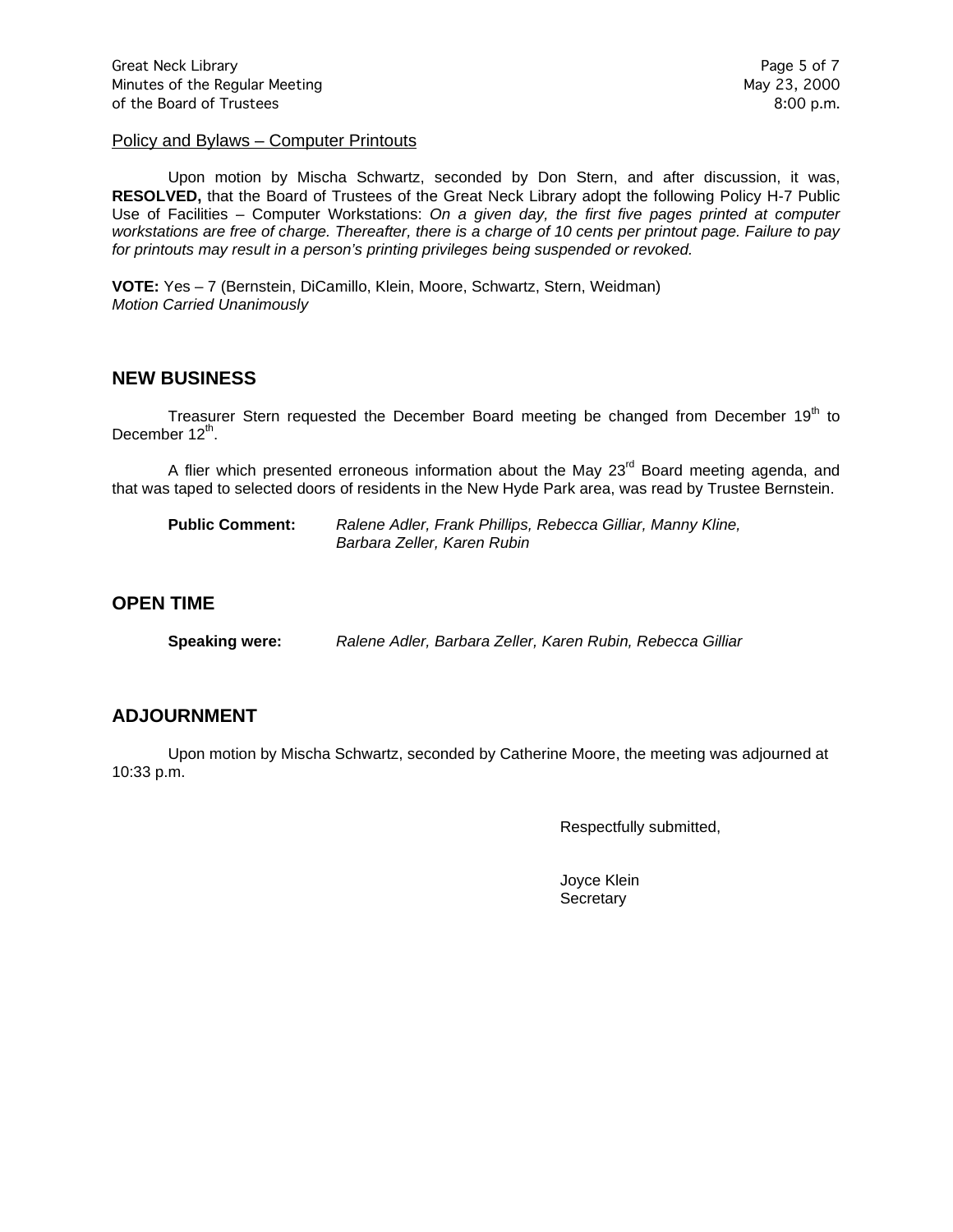Policy and Bylaws – Computer Printouts

Upon motion by Mischa Schwartz, seconded by Don Stern, and after discussion, it was, **RESOLVED,** that the Board of Trustees of the Great Neck Library adopt the following Policy H-7 Public Use of Facilities – Computer Workstations: *On a given day, the first five pages printed at computer workstations are free of charge. Thereafter, there is a charge of 10 cents per printout page. Failure to pay for printouts may result in a person's printing privileges being suspended or revoked.*

**VOTE:** Yes – 7 (Bernstein, DiCamillo, Klein, Moore, Schwartz, Stern, Weidman)
*Motion Carried Unanimously*

## NEW BUSINESS

Treasurer Stern requested the December Board meeting be changed from December 19th to December 12th.

A flier which presented erroneous information about the May 23rd Board meeting agenda, and that was taped to selected doors of residents in the New Hyde Park area, was read by Trustee Bernstein.

**Public Comment:** *Ralene Adler, Frank Phillips, Rebecca Gilliar, Manny Kline, Barbara Zeller, Karen Rubin*

## OPEN TIME

**Speaking were:** *Ralene Adler, Barbara Zeller, Karen Rubin, Rebecca Gilliar*

## ADJOURNMENT

Upon motion by Mischa Schwartz, seconded by Catherine Moore, the meeting was adjourned at 10:33 p.m.

Respectfully submitted,

Joyce Klein
Secretary